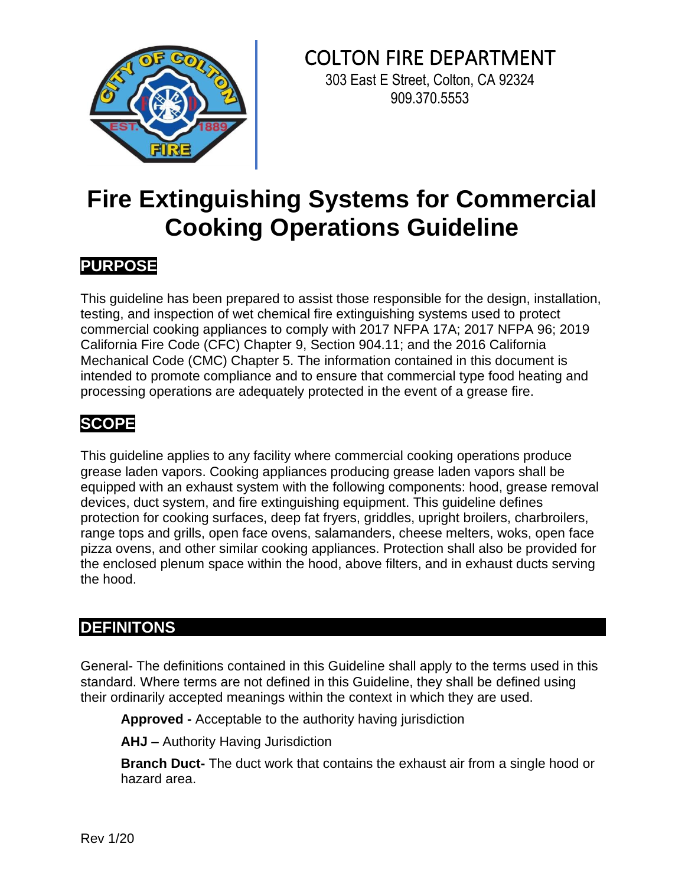COLTON FIRE DEPARTMENT

303 East E Street, Colton, CA 92324
909.370.5553

# Fire Extinguishing Systems for Commercial Cooking Operations Guideline

## PURPOSE

This guideline has been prepared to assist those responsible for the design, installation, testing, and inspection of wet chemical fire extinguishing systems used to protect commercial cooking appliances to comply with 2017 NFPA 17A; 2017 NFPA 96; 2019 California Fire Code (CFC) Chapter 9, Section 904.11; and the 2016 California Mechanical Code (CMC) Chapter 5. The information contained in this document is intended to promote compliance and to ensure that commercial type food heating and processing operations are adequately protected in the event of a grease fire.

## SCOPE

This guideline applies to any facility where commercial cooking operations produce grease laden vapors. Cooking appliances producing grease laden vapors shall be equipped with an exhaust system with the following components: hood, grease removal devices, duct system, and fire extinguishing equipment. This guideline defines protection for cooking surfaces, deep fat fryers, griddles, upright broilers, charbroilers, range tops and grills, open face ovens, salamanders, cheese melters, woks, open face pizza ovens, and other similar cooking appliances. Protection shall also be provided for the enclosed plenum space within the hood, above filters, and in exhaust ducts serving the hood.

## DEFINITONS

General- The definitions contained in this Guideline shall apply to the terms used in this standard. Where terms are not defined in this Guideline, they shall be defined using their ordinarily accepted meanings within the context in which they are used.

**Approved -** Acceptable to the authority having jurisdiction

**AHJ –** Authority Having Jurisdiction

**Branch Duct-** The duct work that contains the exhaust air from a single hood or hazard area.

Rev 1/20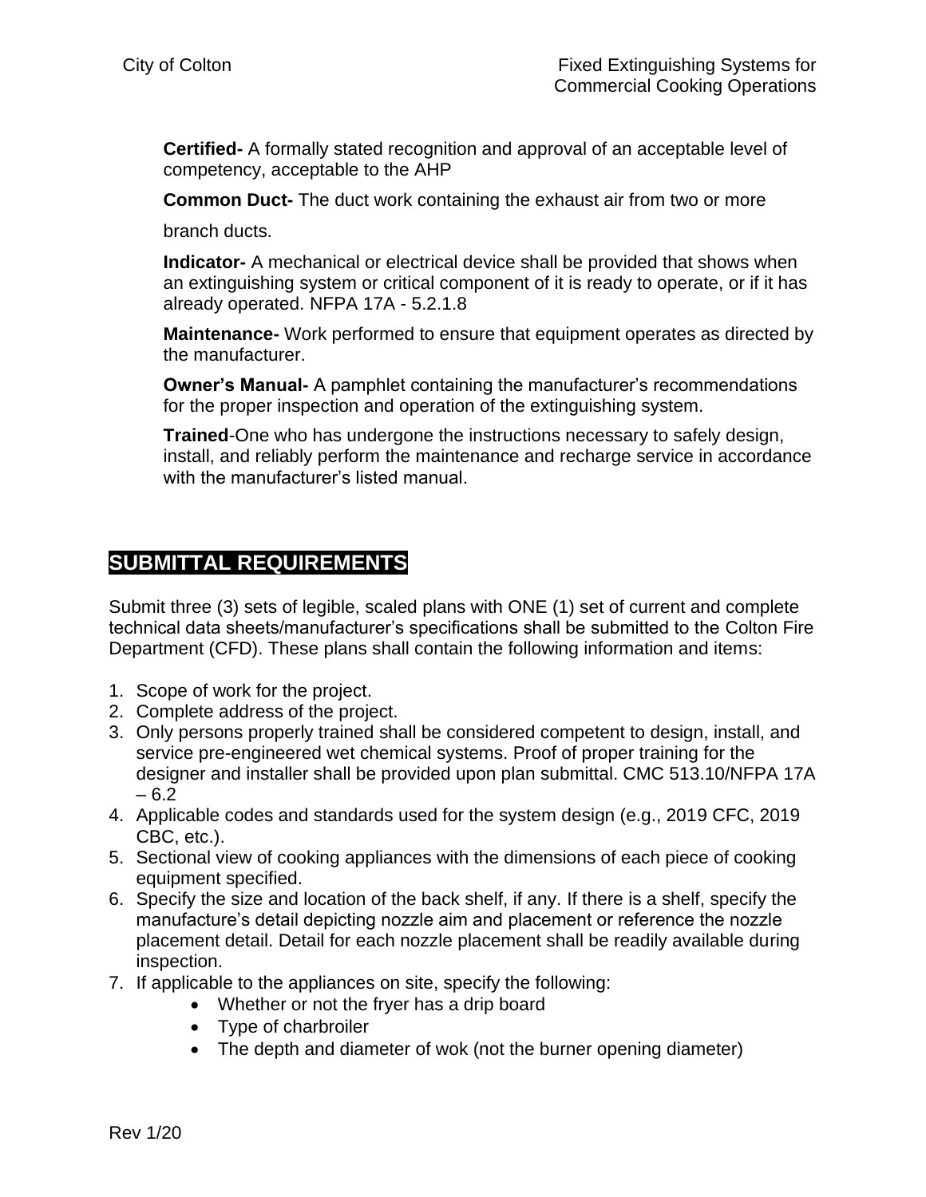**Certified-** A formally stated recognition and approval of an acceptable level of competency, acceptable to the AHP

**Common Duct-** The duct work containing the exhaust air from two or more branch ducts.

**Indicator-** A mechanical or electrical device shall be provided that shows when an extinguishing system or critical component of it is ready to operate, or if it has already operated. NFPA 17A - 5.2.1.8

**Maintenance-** Work performed to ensure that equipment operates as directed by the manufacturer.

**Owner's Manual-** A pamphlet containing the manufacturer's recommendations for the proper inspection and operation of the extinguishing system.

**Trained**-One who has undergone the instructions necessary to safely design, install, and reliably perform the maintenance and recharge service in accordance with the manufacturer's listed manual.

## SUBMITTAL REQUIREMENTS

Submit three (3) sets of legible, scaled plans with ONE (1) set of current and complete technical data sheets/manufacturer's specifications shall be submitted to the Colton Fire Department (CFD). These plans shall contain the following information and items:

1. Scope of work for the project.
2. Complete address of the project.
3. Only persons properly trained shall be considered competent to design, install, and service pre-engineered wet chemical systems. Proof of proper training for the designer and installer shall be provided upon plan submittal. CMC 513.10/NFPA 17A – 6.2
4. Applicable codes and standards used for the system design (e.g., 2019 CFC, 2019 CBC, etc.).
5. Sectional view of cooking appliances with the dimensions of each piece of cooking equipment specified.
6. Specify the size and location of the back shelf, if any. If there is a shelf, specify the manufacture's detail depicting nozzle aim and placement or reference the nozzle placement detail. Detail for each nozzle placement shall be readily available during inspection.
7. If applicable to the appliances on site, specify the following:
    - Whether or not the fryer has a drip board
    - Type of charbroiler
    - The depth and diameter of wok (not the burner opening diameter)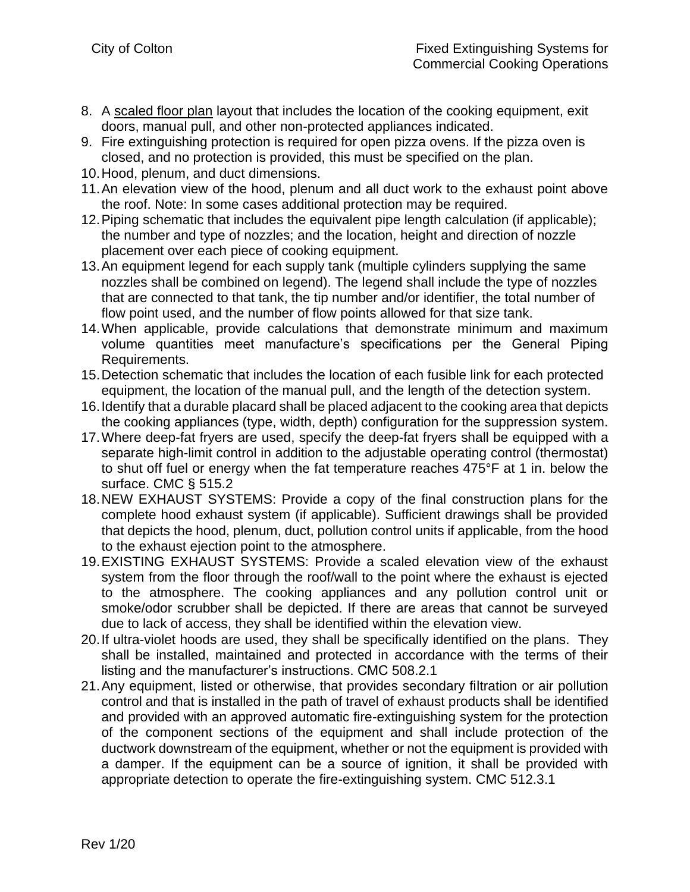8. A <u>scaled floor plan</u> layout that includes the location of the cooking equipment, exit doors, manual pull, and other non-protected appliances indicated.
9. Fire extinguishing protection is required for open pizza ovens. If the pizza oven is closed, and no protection is provided, this must be specified on the plan.
10. Hood, plenum, and duct dimensions.
11. An elevation view of the hood, plenum and all duct work to the exhaust point above the roof. Note: In some cases additional protection may be required.
12. Piping schematic that includes the equivalent pipe length calculation (if applicable); the number and type of nozzles; and the location, height and direction of nozzle placement over each piece of cooking equipment.
13. An equipment legend for each supply tank (multiple cylinders supplying the same nozzles shall be combined on legend). The legend shall include the type of nozzles that are connected to that tank, the tip number and/or identifier, the total number of flow point used, and the number of flow points allowed for that size tank.
14. When applicable, provide calculations that demonstrate minimum and maximum volume quantities meet manufacture's specifications per the General Piping Requirements.
15. Detection schematic that includes the location of each fusible link for each protected equipment, the location of the manual pull, and the length of the detection system.
16. Identify that a durable placard shall be placed adjacent to the cooking area that depicts the cooking appliances (type, width, depth) configuration for the suppression system.
17. Where deep-fat fryers are used, specify the deep-fat fryers shall be equipped with a separate high-limit control in addition to the adjustable operating control (thermostat) to shut off fuel or energy when the fat temperature reaches 475°F at 1 in. below the surface. CMC § 515.2
18. NEW EXHAUST SYSTEMS: Provide a copy of the final construction plans for the complete hood exhaust system (if applicable). Sufficient drawings shall be provided that depicts the hood, plenum, duct, pollution control units if applicable, from the hood to the exhaust ejection point to the atmosphere.
19. EXISTING EXHAUST SYSTEMS: Provide a scaled elevation view of the exhaust system from the floor through the roof/wall to the point where the exhaust is ejected to the atmosphere. The cooking appliances and any pollution control unit or smoke/odor scrubber shall be depicted. If there are areas that cannot be surveyed due to lack of access, they shall be identified within the elevation view.
20. If ultra-violet hoods are used, they shall be specifically identified on the plans. They shall be installed, maintained and protected in accordance with the terms of their listing and the manufacturer's instructions. CMC 508.2.1
21. Any equipment, listed or otherwise, that provides secondary filtration or air pollution control and that is installed in the path of travel of exhaust products shall be identified and provided with an approved automatic fire-extinguishing system for the protection of the component sections of the equipment and shall include protection of the ductwork downstream of the equipment, whether or not the equipment is provided with a damper. If the equipment can be a source of ignition, it shall be provided with appropriate detection to operate the fire-extinguishing system. CMC 512.3.1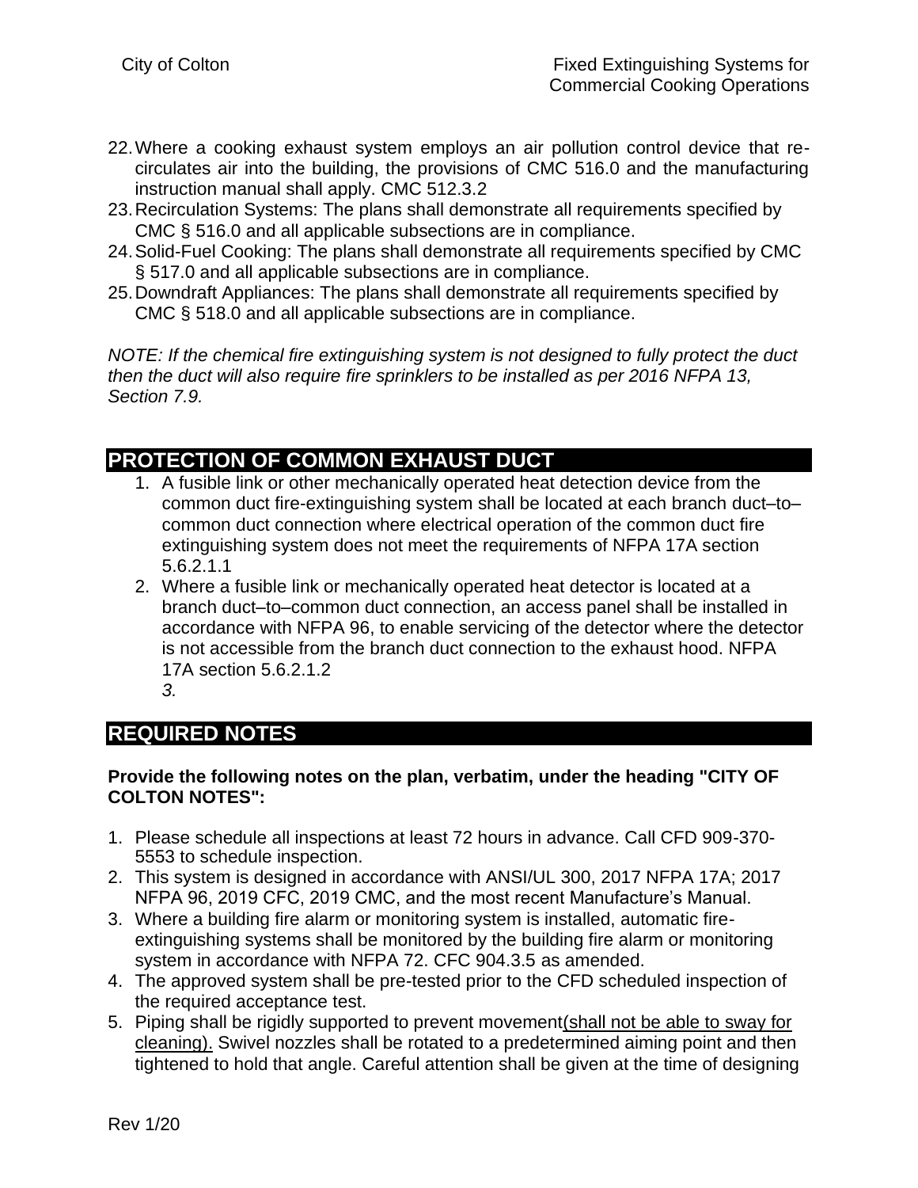22. Where a cooking exhaust system employs an air pollution control device that re-circulates air into the building, the provisions of CMC 516.0 and the manufacturing instruction manual shall apply. CMC 512.3.2
23. Recirculation Systems: The plans shall demonstrate all requirements specified by CMC § 516.0 and all applicable subsections are in compliance.
24. Solid-Fuel Cooking: The plans shall demonstrate all requirements specified by CMC § 517.0 and all applicable subsections are in compliance.
25. Downdraft Appliances: The plans shall demonstrate all requirements specified by CMC § 518.0 and all applicable subsections are in compliance.

*NOTE: If the chemical fire extinguishing system is not designed to fully protect the duct then the duct will also require fire sprinklers to be installed as per 2016 NFPA 13, Section 7.9.*

## PROTECTION OF COMMON EXHAUST DUCT

1. A fusible link or other mechanically operated heat detection device from the common duct fire-extinguishing system shall be located at each branch duct–to–common duct connection where electrical operation of the common duct fire extinguishing system does not meet the requirements of NFPA 17A section 5.6.2.1.1
2. Where a fusible link or mechanically operated heat detector is located at a branch duct–to–common duct connection, an access panel shall be installed in accordance with NFPA 96, to enable servicing of the detector where the detector is not accessible from the branch duct connection to the exhaust hood. NFPA 17A section 5.6.2.1.2
3. 

## REQUIRED NOTES

**Provide the following notes on the plan, verbatim, under the heading "CITY OF COLTON NOTES":**

1. Please schedule all inspections at least 72 hours in advance. Call CFD 909-370-5553 to schedule inspection.
2. This system is designed in accordance with ANSI/UL 300, 2017 NFPA 17A; 2017 NFPA 96, 2019 CFC, 2019 CMC, and the most recent Manufacture's Manual.
3. Where a building fire alarm or monitoring system is installed, automatic fire-extinguishing systems shall be monitored by the building fire alarm or monitoring system in accordance with NFPA 72. CFC 904.3.5 as amended.
4. The approved system shall be pre-tested prior to the CFD scheduled inspection of the required acceptance test.
5. Piping shall be rigidly supported to prevent movement(shall not be able to sway for cleaning). Swivel nozzles shall be rotated to a predetermined aiming point and then tightened to hold that angle. Careful attention shall be given at the time of designing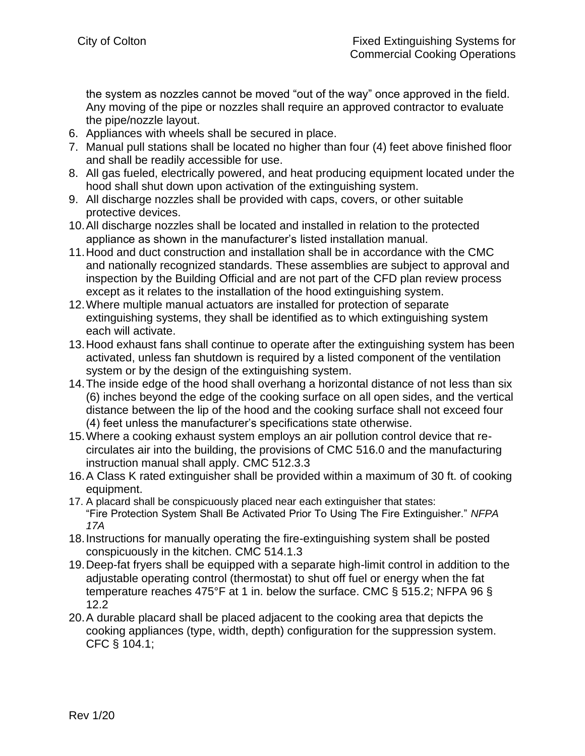the system as nozzles cannot be moved "out of the way" once approved in the field. Any moving of the pipe or nozzles shall require an approved contractor to evaluate the pipe/nozzle layout.

6. Appliances with wheels shall be secured in place.
7. Manual pull stations shall be located no higher than four (4) feet above finished floor and shall be readily accessible for use.
8. All gas fueled, electrically powered, and heat producing equipment located under the hood shall shut down upon activation of the extinguishing system.
9. All discharge nozzles shall be provided with caps, covers, or other suitable protective devices.
10. All discharge nozzles shall be located and installed in relation to the protected appliance as shown in the manufacturer's listed installation manual.
11. Hood and duct construction and installation shall be in accordance with the CMC and nationally recognized standards. These assemblies are subject to approval and inspection by the Building Official and are not part of the CFD plan review process except as it relates to the installation of the hood extinguishing system.
12. Where multiple manual actuators are installed for protection of separate extinguishing systems, they shall be identified as to which extinguishing system each will activate.
13. Hood exhaust fans shall continue to operate after the extinguishing system has been activated, unless fan shutdown is required by a listed component of the ventilation system or by the design of the extinguishing system.
14. The inside edge of the hood shall overhang a horizontal distance of not less than six (6) inches beyond the edge of the cooking surface on all open sides, and the vertical distance between the lip of the hood and the cooking surface shall not exceed four (4) feet unless the manufacturer's specifications state otherwise.
15. Where a cooking exhaust system employs an air pollution control device that re-circulates air into the building, the provisions of CMC 516.0 and the manufacturing instruction manual shall apply. CMC 512.3.3
16. A Class K rated extinguisher shall be provided within a maximum of 30 ft. of cooking equipment.
17. A placard shall be conspicuously placed near each extinguisher that states: "Fire Protection System Shall Be Activated Prior To Using The Fire Extinguisher." *NFPA 17A*
18. Instructions for manually operating the fire-extinguishing system shall be posted conspicuously in the kitchen. CMC 514.1.3
19. Deep-fat fryers shall be equipped with a separate high-limit control in addition to the adjustable operating control (thermostat) to shut off fuel or energy when the fat temperature reaches 475°F at 1 in. below the surface. CMC § 515.2; NFPA 96 § 12.2
20. A durable placard shall be placed adjacent to the cooking area that depicts the cooking appliances (type, width, depth) configuration for the suppression system. CFC § 104.1;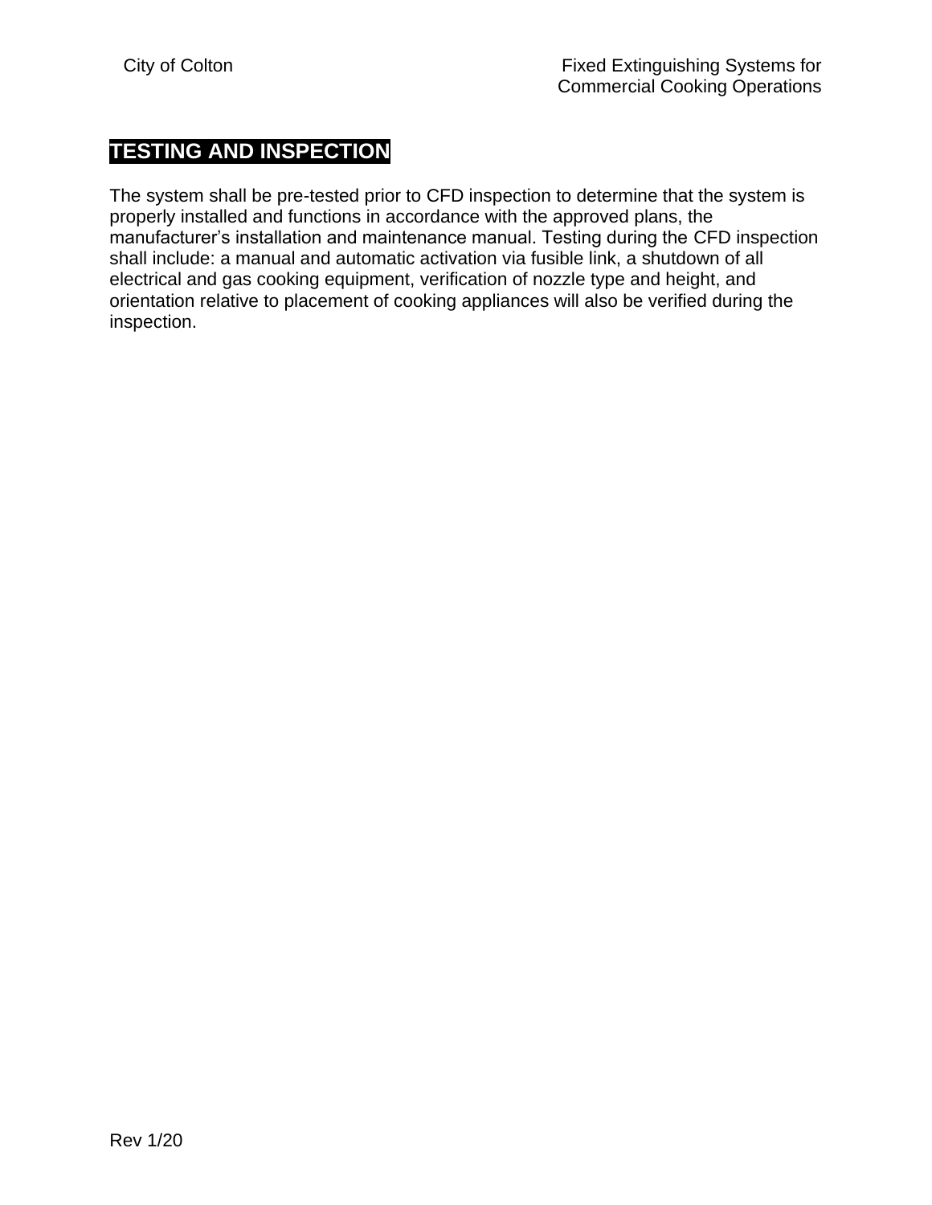## TESTING AND INSPECTION

The system shall be pre-tested prior to CFD inspection to determine that the system is properly installed and functions in accordance with the approved plans, the manufacturer's installation and maintenance manual. Testing during the CFD inspection shall include: a manual and automatic activation via fusible link, a shutdown of all electrical and gas cooking equipment, verification of nozzle type and height, and orientation relative to placement of cooking appliances will also be verified during the inspection.